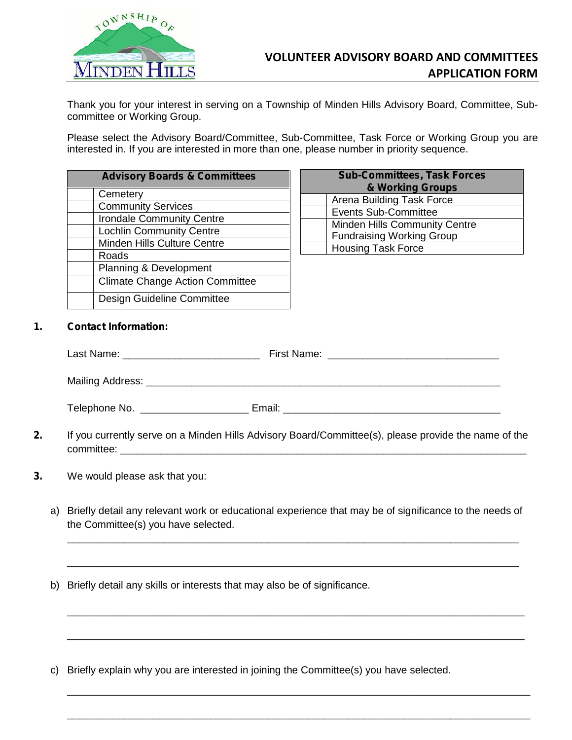# VOLUNTEER ADVISORY BOARD AND COMMITTEES APPLICATION FORM

Thank you for your interest in serving on a Township of Minden Hills Advisory Board, Committee, Sub-committee or Working Group.

Please select the Advisory Board/Committee, Sub-Committee, Task Force or Working Group you are interested in. If you are interested in more than one, please number in priority sequence.

| Advisory Boards & Committees | |
|---|---|
| | Cemetery |
| | Community Services |
| | Irondale Community Centre |
| | Lochlin Community Centre |
| | Minden Hills Culture Centre |
| | Roads |
| | Planning & Development |
| | Climate Change Action Committee |
| | Design Guideline Committee |

| Sub-Committees, Task Forces & Working Groups | |
|---|---|
| | Arena Building Task Force |
| | Events Sub-Committee |
| | Minden Hills Community Centre Fundraising Working Group |
| | Housing Task Force |

**1. Contact Information:**

Last Name: ________________________ First Name: ______________________________

Mailing Address: ________________________________________________________________

Telephone No. __________________ Email: ______________________________________

**2.** If you currently serve on a Minden Hills Advisory Board/Committee(s), please provide the name of the committee: ________________________________________________________________________

**3.** We would please ask that you:

a) Briefly detail any relevant work or educational experience that may be of significance to the needs of the Committee(s) you have selected.

________________________________________________________________________________

________________________________________________________________________________

b) Briefly detail any skills or interests that may also be of significance.

________________________________________________________________________________

________________________________________________________________________________

c) Briefly explain why you are interested in joining the Committee(s) you have selected.

________________________________________________________________________________

________________________________________________________________________________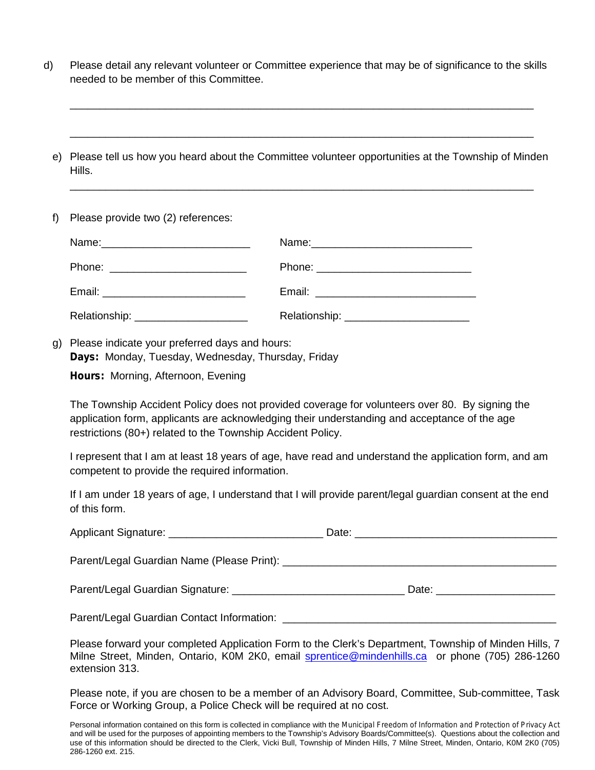d) Please detail any relevant volunteer or Committee experience that may be of significance to the skills needed to be member of this Committee.

\_\_\_\_\_\_\_\_\_\_\_\_\_\_\_\_\_\_\_\_\_\_\_\_\_\_\_\_\_\_\_\_\_\_\_\_\_\_\_\_\_\_\_\_\_\_\_\_\_\_\_\_\_\_\_\_\_\_\_\_\_\_\_\_\_\_\_\_\_\_\_\_

\_\_\_\_\_\_\_\_\_\_\_\_\_\_\_\_\_\_\_\_\_\_\_\_\_\_\_\_\_\_\_\_\_\_\_\_\_\_\_\_\_\_\_\_\_\_\_\_\_\_\_\_\_\_\_\_\_\_\_\_\_\_\_\_\_\_\_\_\_\_\_\_

e) Please tell us how you heard about the Committee volunteer opportunities at the Township of Minden Hills.

\_\_\_\_\_\_\_\_\_\_\_\_\_\_\_\_\_\_\_\_\_\_\_\_\_\_\_\_\_\_\_\_\_\_\_\_\_\_\_\_\_\_\_\_\_\_\_\_\_\_\_\_\_\_\_\_\_\_\_\_\_\_\_\_\_\_\_\_\_\_\_\_

f) Please provide two (2) references:

| | |
|---|---|
| Name:\_\_\_\_\_\_\_\_\_\_\_\_\_\_\_\_\_\_\_\_\_\_\_\_ | Name:\_\_\_\_\_\_\_\_\_\_\_\_\_\_\_\_\_\_\_\_\_\_\_\_\_\_ |
| Phone: \_\_\_\_\_\_\_\_\_\_\_\_\_\_\_\_\_\_\_\_\_\_ | Phone: \_\_\_\_\_\_\_\_\_\_\_\_\_\_\_\_\_\_\_\_\_\_\_\_ |
| Email: \_\_\_\_\_\_\_\_\_\_\_\_\_\_\_\_\_\_\_\_\_\_\_ | Email: \_\_\_\_\_\_\_\_\_\_\_\_\_\_\_\_\_\_\_\_\_\_\_\_\_ |
| Relationship: \_\_\_\_\_\_\_\_\_\_\_\_\_\_\_\_\_\_ | Relationship: \_\_\_\_\_\_\_\_\_\_\_\_\_\_\_\_\_\_\_\_ |

g) Please indicate your preferred days and hours:
**Days:** Monday, Tuesday, Wednesday, Thursday, Friday

**Hours:** Morning, Afternoon, Evening

The Township Accident Policy does not provided coverage for volunteers over 80. By signing the application form, applicants are acknowledging their understanding and acceptance of the age restrictions (80+) related to the Township Accident Policy.

I represent that I am at least 18 years of age, have read and understand the application form, and am competent to provide the required information.

If I am under 18 years of age, I understand that I will provide parent/legal guardian consent at the end of this form.

Applicant Signature: \_\_\_\_\_\_\_\_\_\_\_\_\_\_\_\_\_\_\_\_\_\_\_\_\_ Date: \_\_\_\_\_\_\_\_\_\_\_\_\_\_\_\_\_\_\_\_\_\_\_\_\_\_\_\_\_\_\_\_\_

Parent/Legal Guardian Name (Please Print): \_\_\_\_\_\_\_\_\_\_\_\_\_\_\_\_\_\_\_\_\_\_\_\_\_\_\_\_\_\_\_\_\_\_\_\_\_\_\_\_\_\_\_\_

Parent/Legal Guardian Signature: \_\_\_\_\_\_\_\_\_\_\_\_\_\_\_\_\_\_\_\_\_\_\_\_\_\_\_\_ Date: \_\_\_\_\_\_\_\_\_\_\_\_\_\_\_\_\_\_\_

Parent/Legal Guardian Contact Information: \_\_\_\_\_\_\_\_\_\_\_\_\_\_\_\_\_\_\_\_\_\_\_\_\_\_\_\_\_\_\_\_\_\_\_\_\_\_\_\_\_\_\_\_

Please forward your completed Application Form to the Clerk's Department, Township of Minden Hills, 7 Milne Street, Minden, Ontario, K0M 2K0, email sprentice@mindenhills.ca or phone (705) 286-1260 extension 313.

Please note, if you are chosen to be a member of an Advisory Board, Committee, Sub-committee, Task Force or Working Group, a Police Check will be required at no cost.

Personal information contained on this form is collected in compliance with the Municipal Freedom of Information and Protection of Privacy Act and will be used for the purposes of appointing members to the Township's Advisory Boards/Committee(s). Questions about the collection and use of this information should be directed to the Clerk, Vicki Bull, Township of Minden Hills, 7 Milne Street, Minden, Ontario, K0M 2K0 (705) 286-1260 ext. 215.